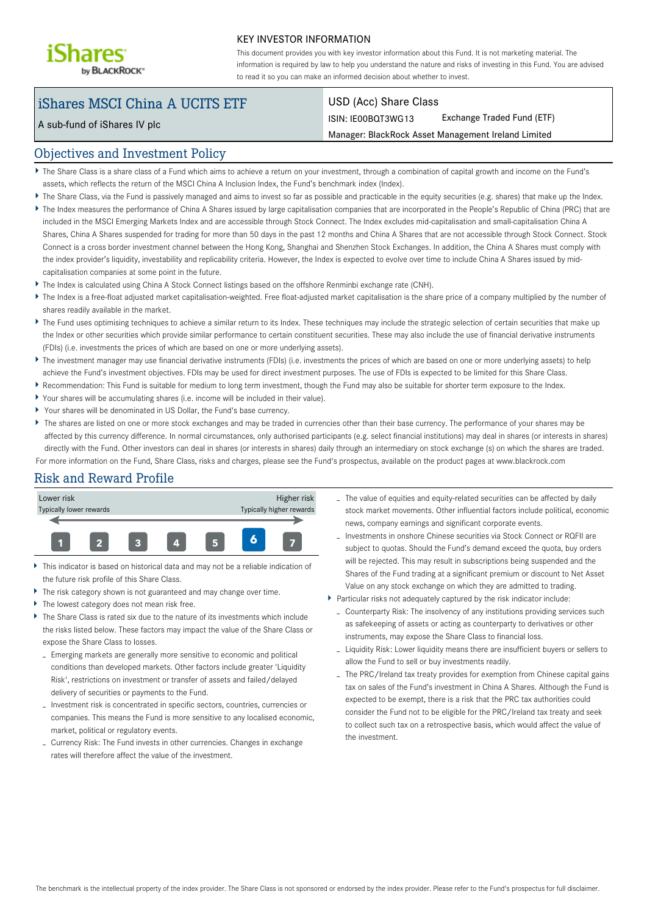# KEY INVESTOR INFORMATION

This document provides you with key investor information about this Fund. It is not marketing material. The information is required by law to help you understand the nature and risks of investing in this Fund. You are advised to read it so you can make an informed decision about whether to invest.

## iShares MSCI China A UCITS ETF

A sub-fund of iShares IV plc

**USD (Acc) Share Class**

ISIN: IE00BQT3WG13 — Exchange Traded Fund (ETF)

Manager: BlackRock Asset Management Ireland Limited

## Objectives and Investment Policy

- The Share Class is a share class of a Fund which aims to achieve a return on your investment, through a combination of capital growth and income on the Fund's assets, which reflects the return of the MSCI China A Inclusion Index, the Fund's benchmark index (Index).
- The Share Class, via the Fund is passively managed and aims to invest so far as possible and practicable in the equity securities (e.g. shares) that make up the Index.
- The Index measures the performance of China A Shares issued by large capitalisation companies that are incorporated in the People's Republic of China (PRC) that are included in the MSCI Emerging Markets Index and are accessible through Stock Connect. The Index excludes mid-capitalisation and small-capitalisation China A Shares, China A Shares suspended for trading for more than 50 days in the past 12 months and China A Shares that are not accessible through Stock Connect. Stock Connect is a cross border investment channel between the Hong Kong, Shanghai and Shenzhen Stock Exchanges. In addition, the China A Shares must comply with the index provider's liquidity, investability and replicability criteria. However, the Index is expected to evolve over time to include China A Shares issued by mid-capitalisation companies at some point in the future.
- The Index is calculated using China A Stock Connect listings based on the offshore Renminbi exchange rate (CNH).
- The Index is a free-float adjusted market capitalisation-weighted. Free float-adjusted market capitalisation is the share price of a company multiplied by the number of shares readily available in the market.
- The Fund uses optimising techniques to achieve a similar return to its Index. These techniques may include the strategic selection of certain securities that make up the Index or other securities which provide similar performance to certain constituent securities. These may also include the use of financial derivative instruments (FDIs) (i.e. investments the prices of which are based on one or more underlying assets).
- The investment manager may use financial derivative instruments (FDIs) (i.e. investments the prices of which are based on one or more underlying assets) to help achieve the Fund's investment objectives. FDIs may be used for direct investment purposes. The use of FDIs is expected to be limited for this Share Class.
- Recommendation: This Fund is suitable for medium to long term investment, though the Fund may also be suitable for shorter term exposure to the Index.
- Your shares will be accumulating shares (i.e. income will be included in their value).
- Your shares will be denominated in US Dollar, the Fund's base currency.
- The shares are listed on one or more stock exchanges and may be traded in currencies other than their base currency. The performance of your shares may be affected by this currency difference. In normal circumstances, only authorised participants (e.g. select financial institutions) may deal in shares (or interests in shares) directly with the Fund. Other investors can deal in shares (or interests in shares) daily through an intermediary on stock exchange (s) on which the shares are traded.

For more information on the Fund, Share Class, risks and charges, please see the Fund's prospectus, available on the product pages at www.blackrock.com

## Risk and Reward Profile

| Lower risk<br>Typically lower rewards | | | | | | Higher risk<br>Typically higher rewards |
|---|---|---|---|---|---|---|
| 1 | 2 | 3 | 4 | 5 | **6** | 7 |

- This indicator is based on historical data and may not be a reliable indication of the future risk profile of this Share Class.
- The risk category shown is not guaranteed and may change over time.
- The lowest category does not mean risk free.
- The Share Class is rated six due to the nature of its investments which include the risks listed below. These factors may impact the value of the Share Class or expose the Share Class to losses.
  - Emerging markets are generally more sensitive to economic and political conditions than developed markets. Other factors include greater 'Liquidity Risk', restrictions on investment or transfer of assets and failed/delayed delivery of securities or payments to the Fund.
  - Investment risk is concentrated in specific sectors, countries, currencies or companies. This means the Fund is more sensitive to any localised economic, market, political or regulatory events.
  - Currency Risk: The Fund invests in other currencies. Changes in exchange rates will therefore affect the value of the investment.
  - The value of equities and equity-related securities can be affected by daily stock market movements. Other influential factors include political, economic news, company earnings and significant corporate events.
  - Investments in onshore Chinese securities via Stock Connect or RQFII are subject to quotas. Should the Fund's demand exceed the quota, buy orders will be rejected. This may result in subscriptions being suspended and the Shares of the Fund trading at a significant premium or discount to Net Asset Value on any stock exchange on which they are admitted to trading.
- Particular risks not adequately captured by the risk indicator include:
  - Counterparty Risk: The insolvency of any institutions providing services such as safekeeping of assets or acting as counterparty to derivatives or other instruments, may expose the Share Class to financial loss.
  - Liquidity Risk: Lower liquidity means there are insufficient buyers or sellers to allow the Fund to sell or buy investments readily.
  - The PRC/Ireland tax treaty provides for exemption from Chinese capital gains tax on sales of the Fund's investment in China A Shares. Although the Fund is expected to be exempt, there is a risk that the PRC tax authorities could consider the Fund not to be eligible for the PRC/Ireland tax treaty and seek to collect such tax on a retrospective basis, which would affect the value of the investment.

The benchmark is the intellectual property of the index provider. The Share Class is not sponsored or endorsed by the index provider. Please refer to the Fund's prospectus for full disclaimer.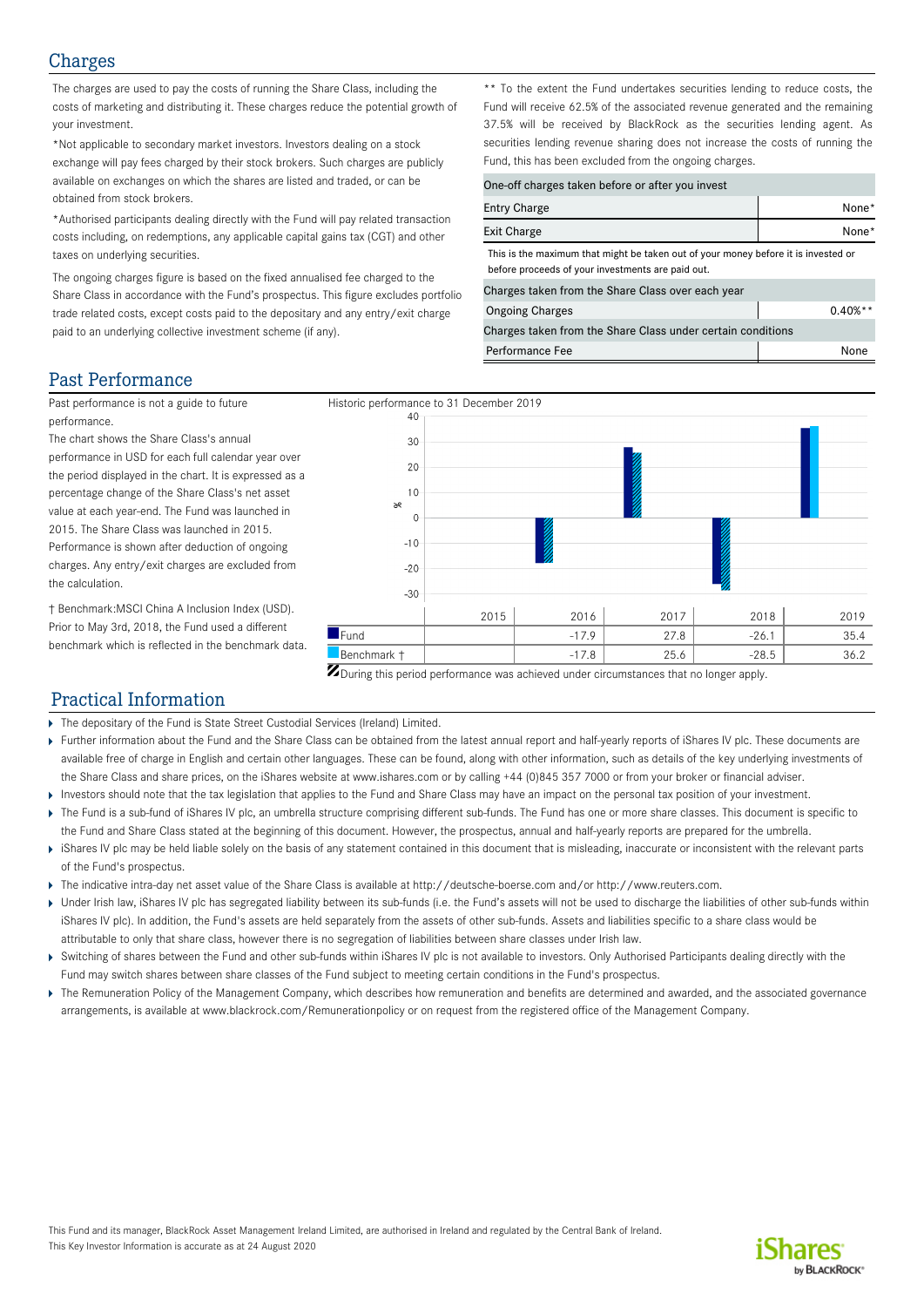## Charges

The charges are used to pay the costs of running the Share Class, including the costs of marketing and distributing it. These charges reduce the potential growth of your investment.

*Not applicable to secondary market investors. Investors dealing on a stock exchange will pay fees charged by their stock brokers. Such charges are publicly available on exchanges on which the shares are listed and traded, or can be obtained from stock brokers.

*Authorised participants dealing directly with the Fund will pay related transaction costs including, on redemptions, any applicable capital gains tax (CGT) and other taxes on underlying securities.

The ongoing charges figure is based on the fixed annualised fee charged to the Share Class in accordance with the Fund's prospectus. This figure excludes portfolio trade related costs, except costs paid to the depositary and any entry/exit charge paid to an underlying collective investment scheme (if any).

** To the extent the Fund undertakes securities lending to reduce costs, the Fund will receive 62.5% of the associated revenue generated and the remaining 37.5% will be received by BlackRock as the securities lending agent. As securities lending revenue sharing does not increase the costs of running the Fund, this has been excluded from the ongoing charges.

| One-off charges taken before or after you invest | |
|---|---|
| Entry Charge | None* |
| Exit Charge | None* |
| This is the maximum that might be taken out of your money before it is invested or before proceeds of your investments are paid out. | |
| **Charges taken from the Share Class over each year** | |
| Ongoing Charges | 0.40%** |
| **Charges taken from the Share Class under certain conditions** | |
| Performance Fee | None |

## Past Performance

Past performance is not a guide to future performance.

The chart shows the Share Class's annual performance in USD for each full calendar year over the period displayed in the chart. It is expressed as a percentage change of the Share Class's net asset value at each year-end. The Fund was launched in 2015. The Share Class was launched in 2015.

Performance is shown after deduction of ongoing charges. Any entry/exit charges are excluded from the calculation.

† Benchmark:MSCI China A Inclusion Index (USD). Prior to May 3rd, 2018, the Fund used a different benchmark which is reflected in the benchmark data.

Historic performance to 31 December 2019

%

40
30
20
10
0
-10
-20
-30

| | 2015 | 2016 | 2017 | 2018 | 2019 |
|---|---|---|---|---|---|
| Fund | | -17.9 | 27.8 | -26.1 | 35.4 |
| Benchmark † | | -17.8 | 25.6 | -28.5 | 36.2 |

During this period performance was achieved under circumstances that no longer apply.

## Practical Information

- The depositary of the Fund is State Street Custodial Services (Ireland) Limited.
- Further information about the Fund and the Share Class can be obtained from the latest annual report and half-yearly reports of iShares IV plc. These documents are available free of charge in English and certain other languages. These can be found, along with other information, such as details of the key underlying investments of the Share Class and share prices, on the iShares website at www.ishares.com or by calling +44 (0)845 357 7000 or from your broker or financial adviser.
- Investors should note that the tax legislation that applies to the Fund and Share Class may have an impact on the personal tax position of your investment.
- The Fund is a sub-fund of iShares IV plc, an umbrella structure comprising different sub-funds. The Fund has one or more share classes. This document is specific to the Fund and Share Class stated at the beginning of this document. However, the prospectus, annual and half-yearly reports are prepared for the umbrella.
- iShares IV plc may be held liable solely on the basis of any statement contained in this document that is misleading, inaccurate or inconsistent with the relevant parts of the Fund's prospectus.
- The indicative intra-day net asset value of the Share Class is available at http://deutsche-boerse.com and/or http://www.reuters.com.
- Under Irish law, iShares IV plc has segregated liability between its sub-funds (i.e. the Fund's assets will not be used to discharge the liabilities of other sub-funds within iShares IV plc). In addition, the Fund's assets are held separately from the assets of other sub-funds. Assets and liabilities specific to a share class would be attributable to only that share class, however there is no segregation of liabilities between share classes under Irish law.
- Switching of shares between the Fund and other sub-funds within iShares IV plc is not available to investors. Only Authorised Participants dealing directly with the Fund may switch shares between share classes of the Fund subject to meeting certain conditions in the Fund's prospectus.
- The Remuneration Policy of the Management Company, which describes how remuneration and benefits are determined and awarded, and the associated governance arrangements, is available at www.blackrock.com/Remunerationpolicy or on request from the registered office of the Management Company.

This Fund and its manager, BlackRock Asset Management Ireland Limited, are authorised in Ireland and regulated by the Central Bank of Ireland.
This Key Investor Information is accurate as at 24 August 2020